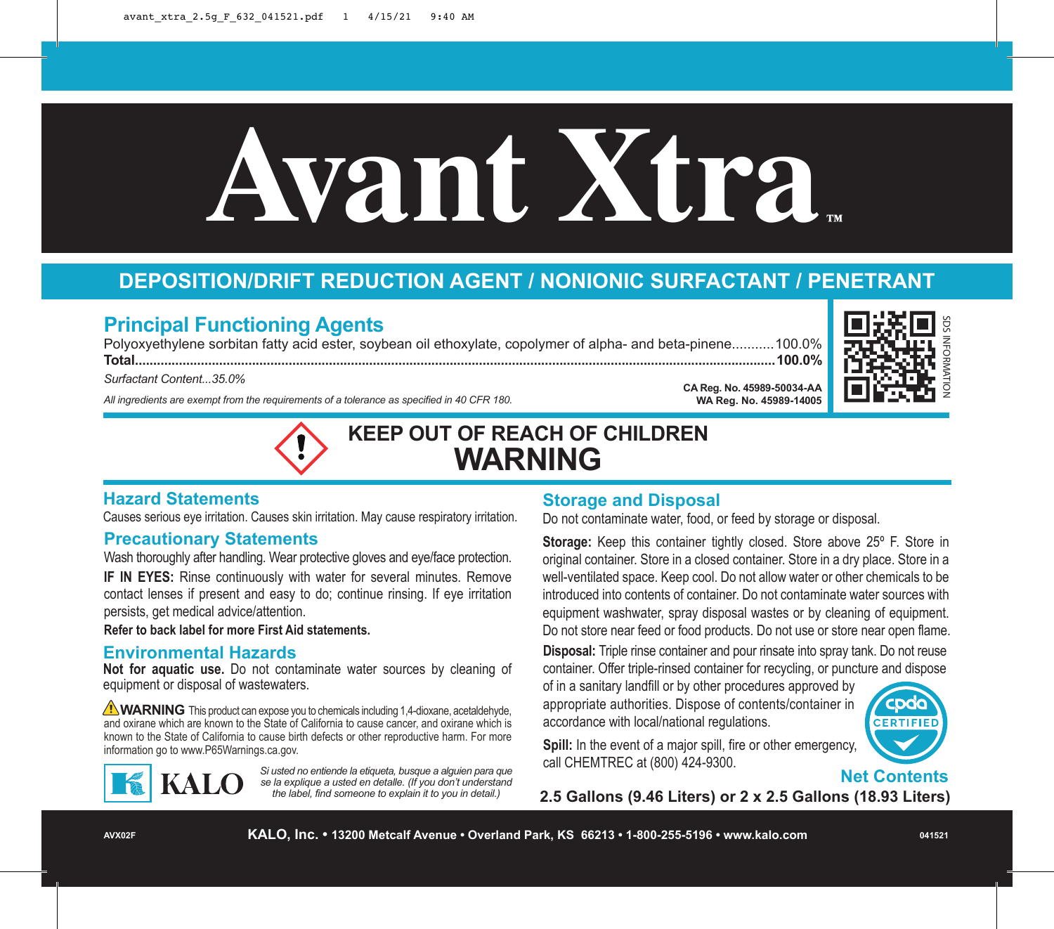# Avant Xtra™

## DEPOSITION/DRIFT REDUCTION AGENT / NONIONIC SURFACTANT / PENETRANT

## Principal Functioning Agents

Polyoxyethylene sorbitan fatty acid ester, soybean oil ethoxylate, copolymer of alpha- and beta-pinene...........100.0%
**Total..........100.0%**

*Surfactant Content...35.0%*

*All ingredients are exempt from the requirements of a tolerance as specified in 40 CFR 180.*

**CA Reg. No. 45989-50034-AA**
**WA Reg. No. 45989-14005**

SDS INFORMATION

**KEEP OUT OF REACH OF CHILDREN**

# WARNING

## Hazard Statements

Causes serious eye irritation. Causes skin irritation. May cause respiratory irritation.

## Precautionary Statements

Wash thoroughly after handling. Wear protective gloves and eye/face protection.

**IF IN EYES:** Rinse continuously with water for several minutes. Remove contact lenses if present and easy to do; continue rinsing. If eye irritation persists, get medical advice/attention.

**Refer to back label for more First Aid statements.**

## Environmental Hazards

**Not for aquatic use.** Do not contaminate water sources by cleaning of equipment or disposal of wastewaters.

**⚠WARNING** This product can expose you to chemicals including 1,4-dioxane, acetaldehyde, and oxirane which are known to the State of California to cause cancer, and oxirane which is known to the State of California to cause birth defects or other reproductive harm. For more information go to www.P65Warnings.ca.gov.

KALO

*Si usted no entiende la etiqueta, busque a alguien para que se la explique a usted en detalle. (If you don't understand the label, find someone to explain it to you in detail.)*

## Storage and Disposal

Do not contaminate water, food, or feed by storage or disposal.

**Storage:** Keep this container tightly closed. Store above 25° F. Store in original container. Store in a closed container. Store in a dry place. Store in a well-ventilated space. Keep cool. Do not allow water or other chemicals to be introduced into contents of container. Do not contaminate water sources with equipment washwater, spray disposal wastes or by cleaning of equipment. Do not store near feed or food products. Do not use or store near open flame.

**Disposal:** Triple rinse container and pour rinsate into spray tank. Do not reuse container. Offer triple-rinsed container for recycling, or puncture and dispose of in a sanitary landfill or by other procedures approved by appropriate authorities. Dispose of contents/container in accordance with local/national regulations.

**Spill:** In the event of a major spill, fire or other emergency, call CHEMTREC at (800) 424-9300.

cpda CERTIFIED

## Net Contents

**2.5 Gallons (9.46 Liters) or 2 x 2.5 Gallons (18.93 Liters)**

AVX02F **KALO, Inc. • 13200 Metcalf Avenue • Overland Park, KS 66213 • 1-800-255-5196 • www.kalo.com** 041521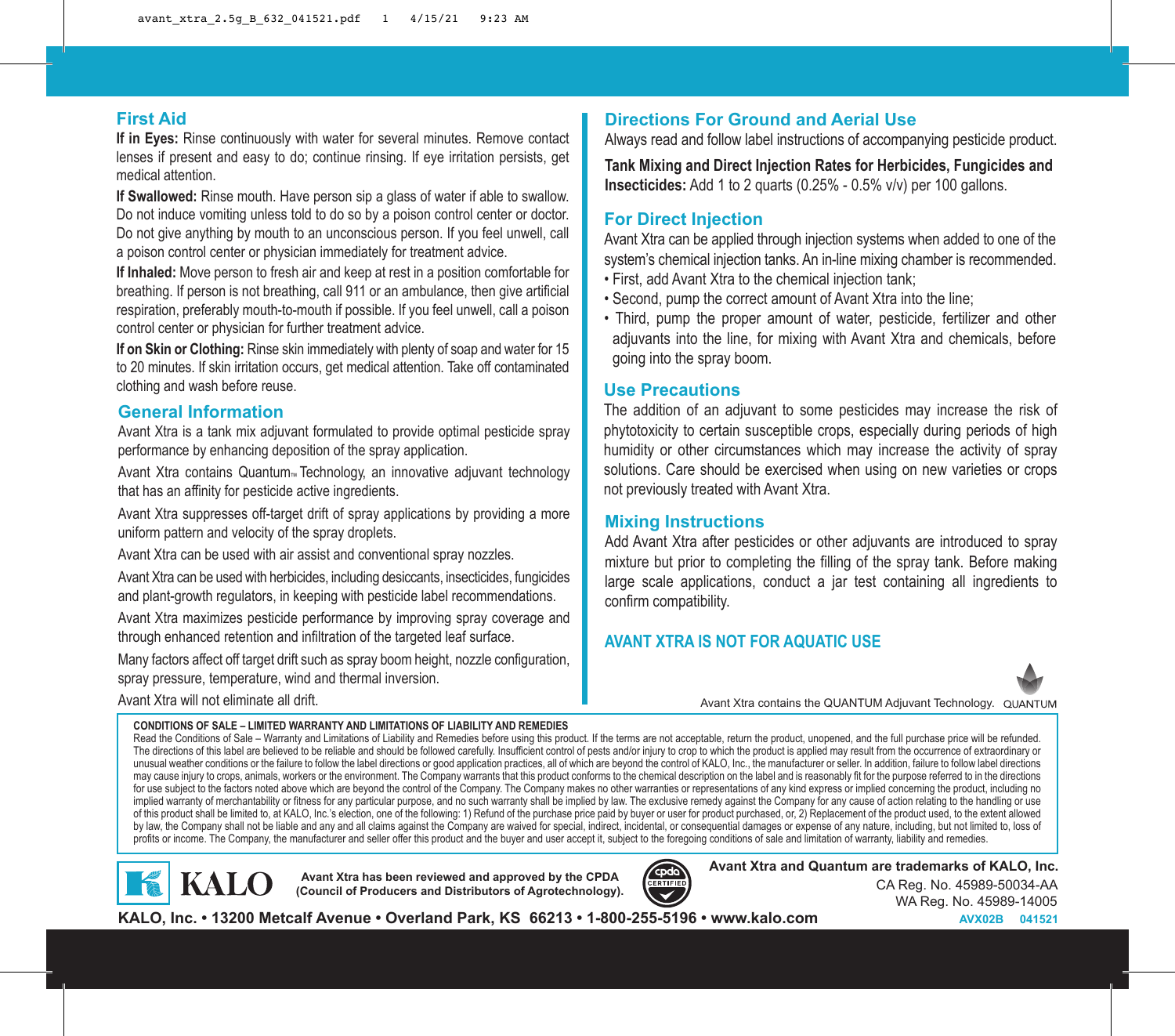## First Aid

**If in Eyes:** Rinse continuously with water for several minutes. Remove contact lenses if present and easy to do; continue rinsing. If eye irritation persists, get medical attention.

**If Swallowed:** Rinse mouth. Have person sip a glass of water if able to swallow. Do not induce vomiting unless told to do so by a poison control center or doctor. Do not give anything by mouth to an unconscious person. If you feel unwell, call a poison control center or physician immediately for treatment advice.

**If Inhaled:** Move person to fresh air and keep at rest in a position comfortable for breathing. If person is not breathing, call 911 or an ambulance, then give artificial respiration, preferably mouth-to-mouth if possible. If you feel unwell, call a poison control center or physician for further treatment advice.

**If on Skin or Clothing:** Rinse skin immediately with plenty of soap and water for 15 to 20 minutes. If skin irritation occurs, get medical attention. Take off contaminated clothing and wash before reuse.

## General Information

Avant Xtra is a tank mix adjuvant formulated to provide optimal pesticide spray performance by enhancing deposition of the spray application.

Avant Xtra contains Quantum™ Technology, an innovative adjuvant technology that has an affinity for pesticide active ingredients.

Avant Xtra suppresses off-target drift of spray applications by providing a more uniform pattern and velocity of the spray droplets.

Avant Xtra can be used with air assist and conventional spray nozzles.

Avant Xtra can be used with herbicides, including desiccants, insecticides, fungicides and plant-growth regulators, in keeping with pesticide label recommendations.

Avant Xtra maximizes pesticide performance by improving spray coverage and through enhanced retention and infiltration of the targeted leaf surface.

Many factors affect off target drift such as spray boom height, nozzle configuration, spray pressure, temperature, wind and thermal inversion.

Avant Xtra will not eliminate all drift.

## Directions For Ground and Aerial Use

Always read and follow label instructions of accompanying pesticide product.

**Tank Mixing and Direct Injection Rates for Herbicides, Fungicides and Insecticides:** Add 1 to 2 quarts (0.25% - 0.5% v/v) per 100 gallons.

## For Direct Injection

Avant Xtra can be applied through injection systems when added to one of the system's chemical injection tanks. An in-line mixing chamber is recommended.

- First, add Avant Xtra to the chemical injection tank;
- Second, pump the correct amount of Avant Xtra into the line;
- Third, pump the proper amount of water, pesticide, fertilizer and other adjuvants into the line, for mixing with Avant Xtra and chemicals, before going into the spray boom.

## Use Precautions

The addition of an adjuvant to some pesticides may increase the risk of phytotoxicity to certain susceptible crops, especially during periods of high humidity or other circumstances which may increase the activity of spray solutions. Care should be exercised when using on new varieties or crops not previously treated with Avant Xtra.

## Mixing Instructions

Add Avant Xtra after pesticides or other adjuvants are introduced to spray mixture but prior to completing the filling of the spray tank. Before making large scale applications, conduct a jar test containing all ingredients to confirm compatibility.

## AVANT XTRA IS NOT FOR AQUATIC USE

Avant Xtra contains the QUANTUM Adjuvant Technology. QUANTUM

**CONDITIONS OF SALE – LIMITED WARRANTY AND LIMITATIONS OF LIABILITY AND REMEDIES**

Read the Conditions of Sale – Warranty and Limitations of Liability and Remedies before using this product. If the terms are not acceptable, return the product, unopened, and the full purchase price will be refunded. The directions of this label are believed to be reliable and should be followed carefully. Insufficient control of pests and/or injury to crop to which the product is applied may result from the occurrence of extraordinary or unusual weather conditions or the failure to follow the label directions or good application practices, all of which are beyond the control of KALO, Inc., the manufacturer or seller. In addition, failure to follow label directions may cause injury to crops, animals, workers or the environment. The Company warrants that this product conforms to the chemical description on the label and is reasonably fit for the purpose referred to in the directions for use subject to the factors noted above which are beyond the control of the Company. The Company makes no other warranties or representations of any kind express or implied concerning the product, including no implied warranty of merchantability or fitness for any particular purpose, and no such warranty shall be implied by law. The exclusive remedy against the Company for any cause of action relating to the handling or use of this product shall be limited to, at KALO, Inc.'s election, one of the following: 1) Refund of the purchase price paid by buyer or user for product purchased, or, 2) Replacement of the product used, to the extent allowed by law, the Company shall not be liable and any and all claims against the Company are waived for special, indirect, incidental, or consequential damages or expense of any nature, including, but not limited to, loss of profits or income. The Company, the manufacturer and seller offer this product and the buyer and user accept it, subject to the foregoing conditions of sale and limitation of warranty, liability and remedies.

KALO

**Avant Xtra has been reviewed and approved by the CPDA (Council of Producers and Distributors of Agrotechnology).**

cpda CERTIFIED

**Avant Xtra and Quantum are trademarks of KALO, Inc.**

CA Reg. No. 45989-50034-AA
WA Reg. No. 45989-14005

**KALO, Inc. • 13200 Metcalf Avenue • Overland Park, KS 66213 • 1-800-255-5196 • www.kalo.com**

AVX02B 041521